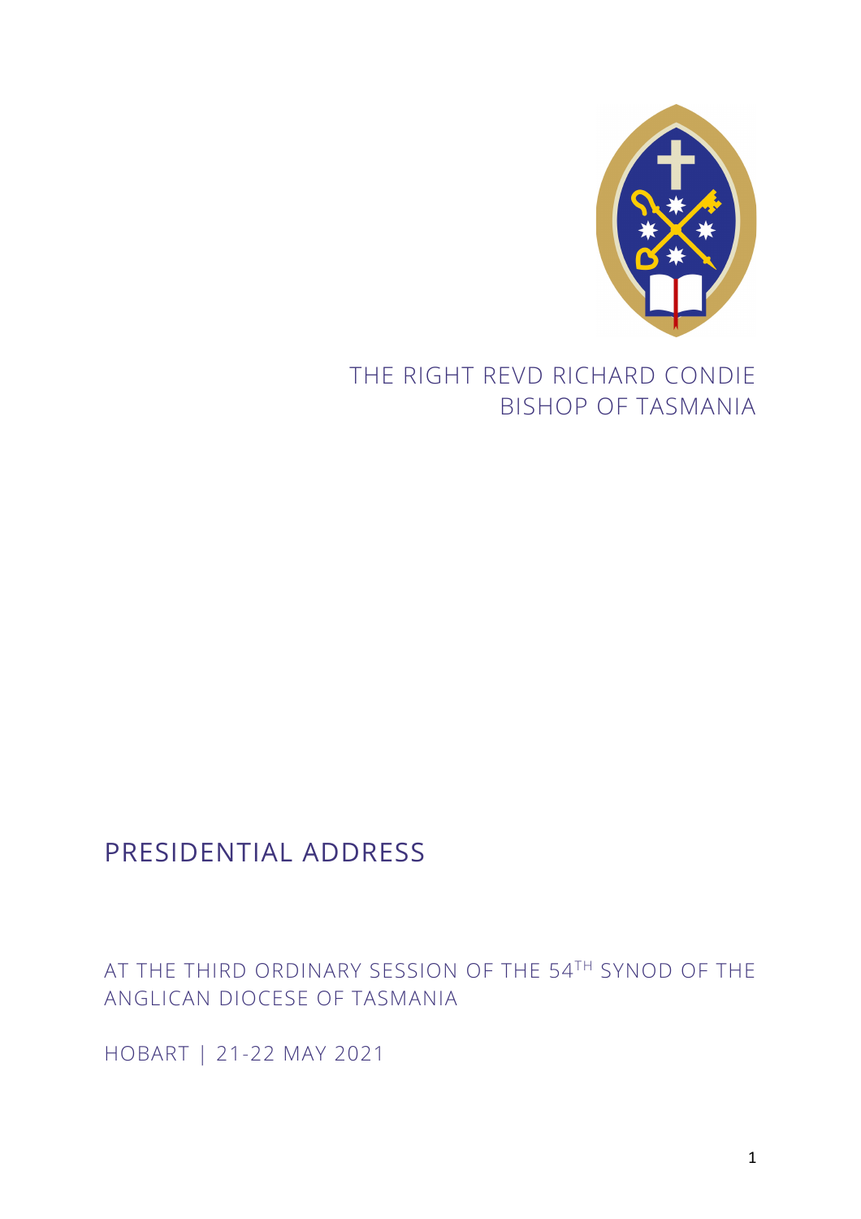THE RIGHT REVD RICHARD CONDIE
BISHOP OF TASMANIA

# PRESIDENTIAL ADDRESS

AT THE THIRD ORDINARY SESSION OF THE 54TH SYNOD OF THE ANGLICAN DIOCESE OF TASMANIA

HOBART | 21-22 MAY 2021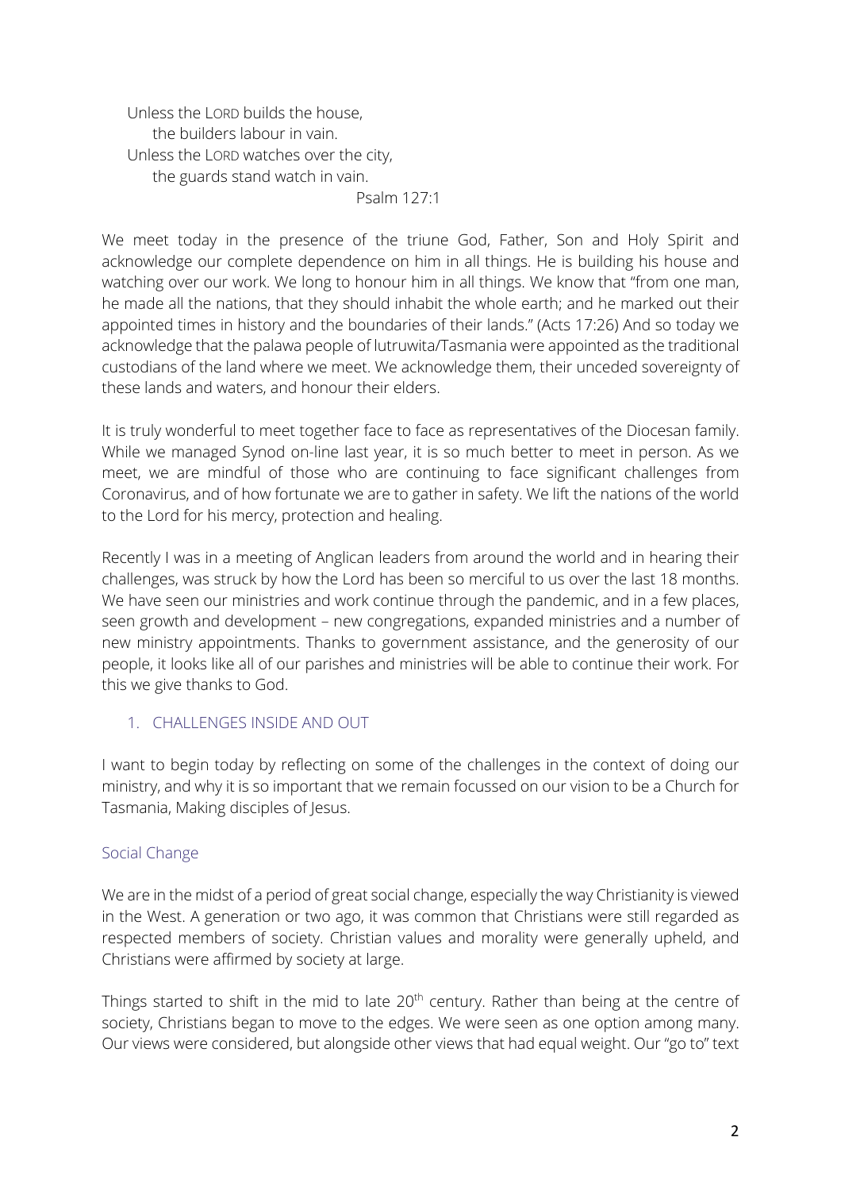Unless the LORD builds the house,  
  the builders labour in vain.  
Unless the LORD watches over the city,  
  the guards stand watch in vain.  
Psalm 127:1

We meet today in the presence of the triune God, Father, Son and Holy Spirit and acknowledge our complete dependence on him in all things. He is building his house and watching over our work. We long to honour him in all things. We know that "from one man, he made all the nations, that they should inhabit the whole earth; and he marked out their appointed times in history and the boundaries of their lands." (Acts 17:26) And so today we acknowledge that the palawa people of lutruwita/Tasmania were appointed as the traditional custodians of the land where we meet. We acknowledge them, their unceded sovereignty of these lands and waters, and honour their elders.

It is truly wonderful to meet together face to face as representatives of the Diocesan family. While we managed Synod on-line last year, it is so much better to meet in person. As we meet, we are mindful of those who are continuing to face significant challenges from Coronavirus, and of how fortunate we are to gather in safety. We lift the nations of the world to the Lord for his mercy, protection and healing.

Recently I was in a meeting of Anglican leaders from around the world and in hearing their challenges, was struck by how the Lord has been so merciful to us over the last 18 months. We have seen our ministries and work continue through the pandemic, and in a few places, seen growth and development – new congregations, expanded ministries and a number of new ministry appointments. Thanks to government assistance, and the generosity of our people, it looks like all of our parishes and ministries will be able to continue their work. For this we give thanks to God.

## 1. CHALLENGES INSIDE AND OUT

I want to begin today by reflecting on some of the challenges in the context of doing our ministry, and why it is so important that we remain focussed on our vision to be a Church for Tasmania, Making disciples of Jesus.

### Social Change

We are in the midst of a period of great social change, especially the way Christianity is viewed in the West. A generation or two ago, it was common that Christians were still regarded as respected members of society. Christian values and morality were generally upheld, and Christians were affirmed by society at large.

Things started to shift in the mid to late 20th century. Rather than being at the centre of society, Christians began to move to the edges. We were seen as one option among many. Our views were considered, but alongside other views that had equal weight. Our "go to" text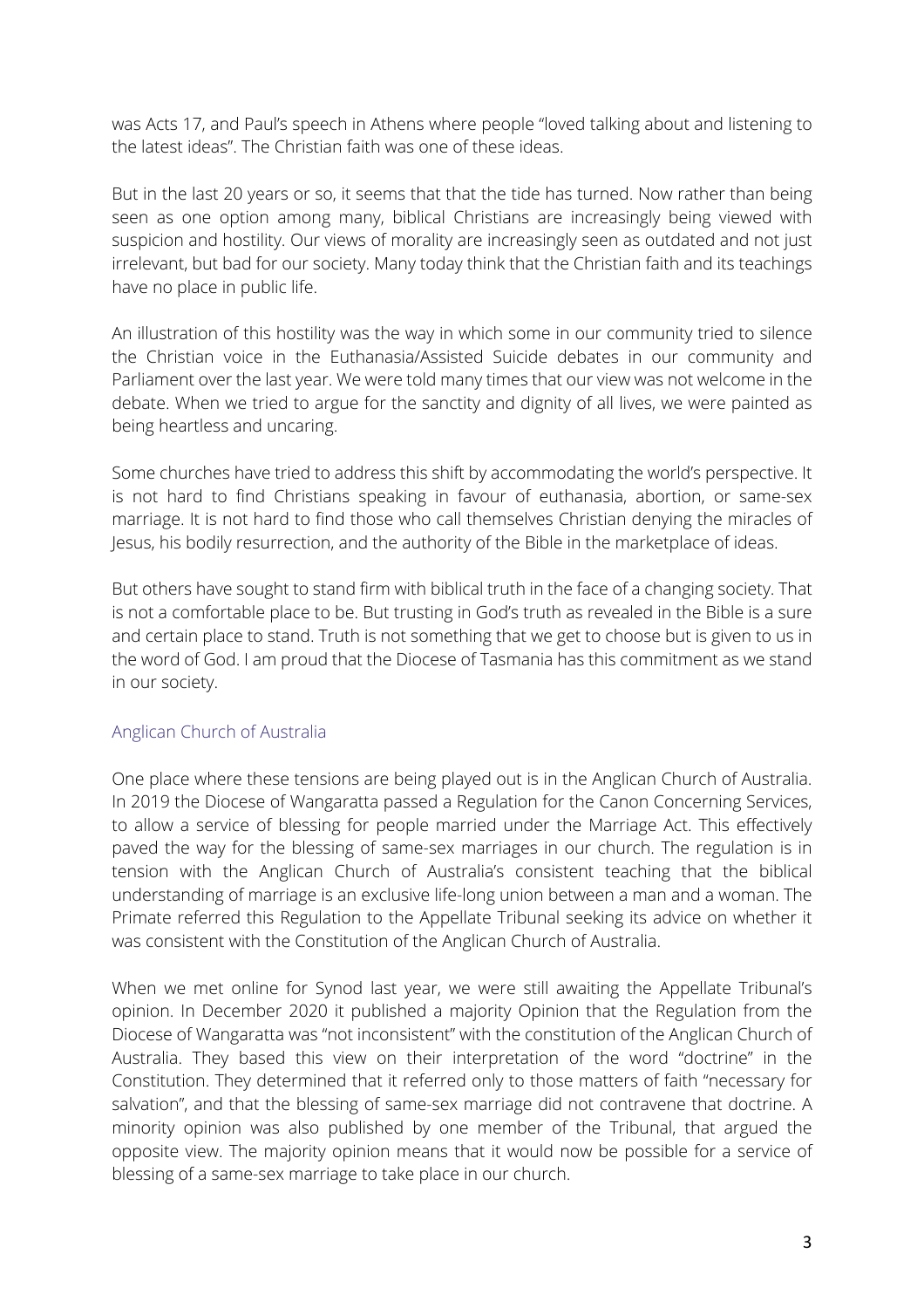was Acts 17, and Paul's speech in Athens where people "loved talking about and listening to the latest ideas". The Christian faith was one of these ideas.

But in the last 20 years or so, it seems that that the tide has turned. Now rather than being seen as one option among many, biblical Christians are increasingly being viewed with suspicion and hostility. Our views of morality are increasingly seen as outdated and not just irrelevant, but bad for our society. Many today think that the Christian faith and its teachings have no place in public life.

An illustration of this hostility was the way in which some in our community tried to silence the Christian voice in the Euthanasia/Assisted Suicide debates in our community and Parliament over the last year. We were told many times that our view was not welcome in the debate. When we tried to argue for the sanctity and dignity of all lives, we were painted as being heartless and uncaring.

Some churches have tried to address this shift by accommodating the world's perspective. It is not hard to find Christians speaking in favour of euthanasia, abortion, or same-sex marriage. It is not hard to find those who call themselves Christian denying the miracles of Jesus, his bodily resurrection, and the authority of the Bible in the marketplace of ideas.

But others have sought to stand firm with biblical truth in the face of a changing society. That is not a comfortable place to be. But trusting in God's truth as revealed in the Bible is a sure and certain place to stand. Truth is not something that we get to choose but is given to us in the word of God. I am proud that the Diocese of Tasmania has this commitment as we stand in our society.

## Anglican Church of Australia

One place where these tensions are being played out is in the Anglican Church of Australia. In 2019 the Diocese of Wangaratta passed a Regulation for the Canon Concerning Services, to allow a service of blessing for people married under the Marriage Act. This effectively paved the way for the blessing of same-sex marriages in our church. The regulation is in tension with the Anglican Church of Australia's consistent teaching that the biblical understanding of marriage is an exclusive life-long union between a man and a woman. The Primate referred this Regulation to the Appellate Tribunal seeking its advice on whether it was consistent with the Constitution of the Anglican Church of Australia.

When we met online for Synod last year, we were still awaiting the Appellate Tribunal's opinion. In December 2020 it published a majority Opinion that the Regulation from the Diocese of Wangaratta was "not inconsistent" with the constitution of the Anglican Church of Australia. They based this view on their interpretation of the word "doctrine" in the Constitution. They determined that it referred only to those matters of faith "necessary for salvation", and that the blessing of same-sex marriage did not contravene that doctrine. A minority opinion was also published by one member of the Tribunal, that argued the opposite view. The majority opinion means that it would now be possible for a service of blessing of a same-sex marriage to take place in our church.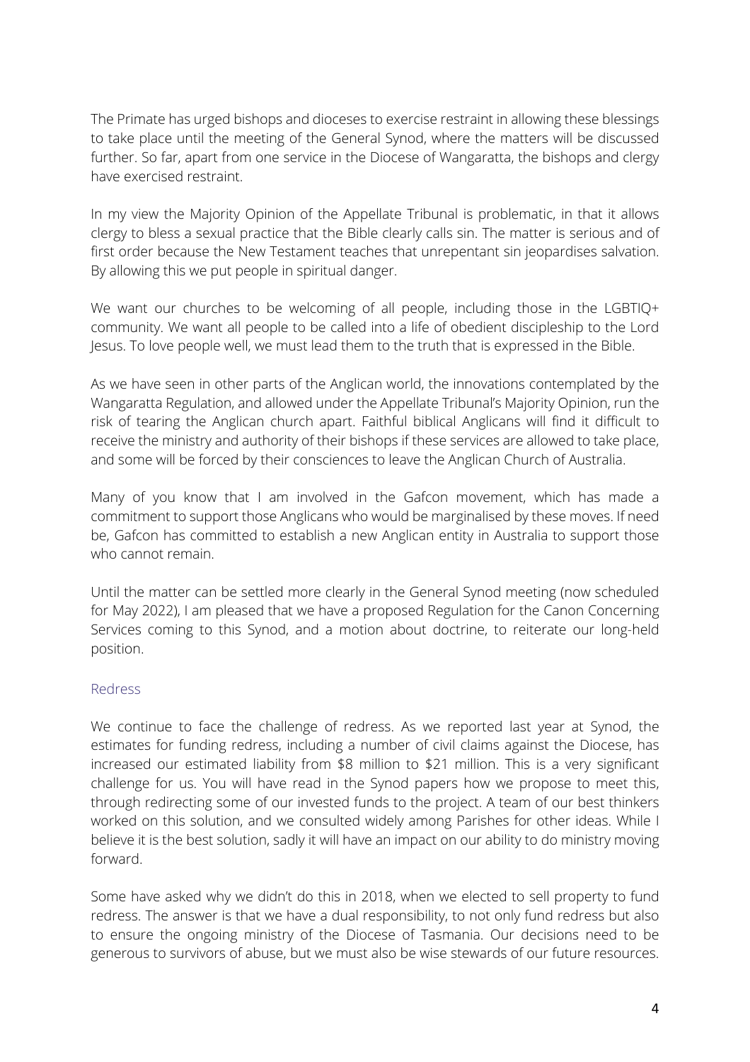The Primate has urged bishops and dioceses to exercise restraint in allowing these blessings to take place until the meeting of the General Synod, where the matters will be discussed further. So far, apart from one service in the Diocese of Wangaratta, the bishops and clergy have exercised restraint.

In my view the Majority Opinion of the Appellate Tribunal is problematic, in that it allows clergy to bless a sexual practice that the Bible clearly calls sin. The matter is serious and of first order because the New Testament teaches that unrepentant sin jeopardises salvation. By allowing this we put people in spiritual danger.

We want our churches to be welcoming of all people, including those in the LGBTIQ+ community. We want all people to be called into a life of obedient discipleship to the Lord Jesus. To love people well, we must lead them to the truth that is expressed in the Bible.

As we have seen in other parts of the Anglican world, the innovations contemplated by the Wangaratta Regulation, and allowed under the Appellate Tribunal's Majority Opinion, run the risk of tearing the Anglican church apart. Faithful biblical Anglicans will find it difficult to receive the ministry and authority of their bishops if these services are allowed to take place, and some will be forced by their consciences to leave the Anglican Church of Australia.

Many of you know that I am involved in the Gafcon movement, which has made a commitment to support those Anglicans who would be marginalised by these moves. If need be, Gafcon has committed to establish a new Anglican entity in Australia to support those who cannot remain.

Until the matter can be settled more clearly in the General Synod meeting (now scheduled for May 2022), I am pleased that we have a proposed Regulation for the Canon Concerning Services coming to this Synod, and a motion about doctrine, to reiterate our long-held position.

## Redress

We continue to face the challenge of redress. As we reported last year at Synod, the estimates for funding redress, including a number of civil claims against the Diocese, has increased our estimated liability from $8 million to $21 million. This is a very significant challenge for us. You will have read in the Synod papers how we propose to meet this, through redirecting some of our invested funds to the project. A team of our best thinkers worked on this solution, and we consulted widely among Parishes for other ideas. While I believe it is the best solution, sadly it will have an impact on our ability to do ministry moving forward.

Some have asked why we didn't do this in 2018, when we elected to sell property to fund redress. The answer is that we have a dual responsibility, to not only fund redress but also to ensure the ongoing ministry of the Diocese of Tasmania. Our decisions need to be generous to survivors of abuse, but we must also be wise stewards of our future resources.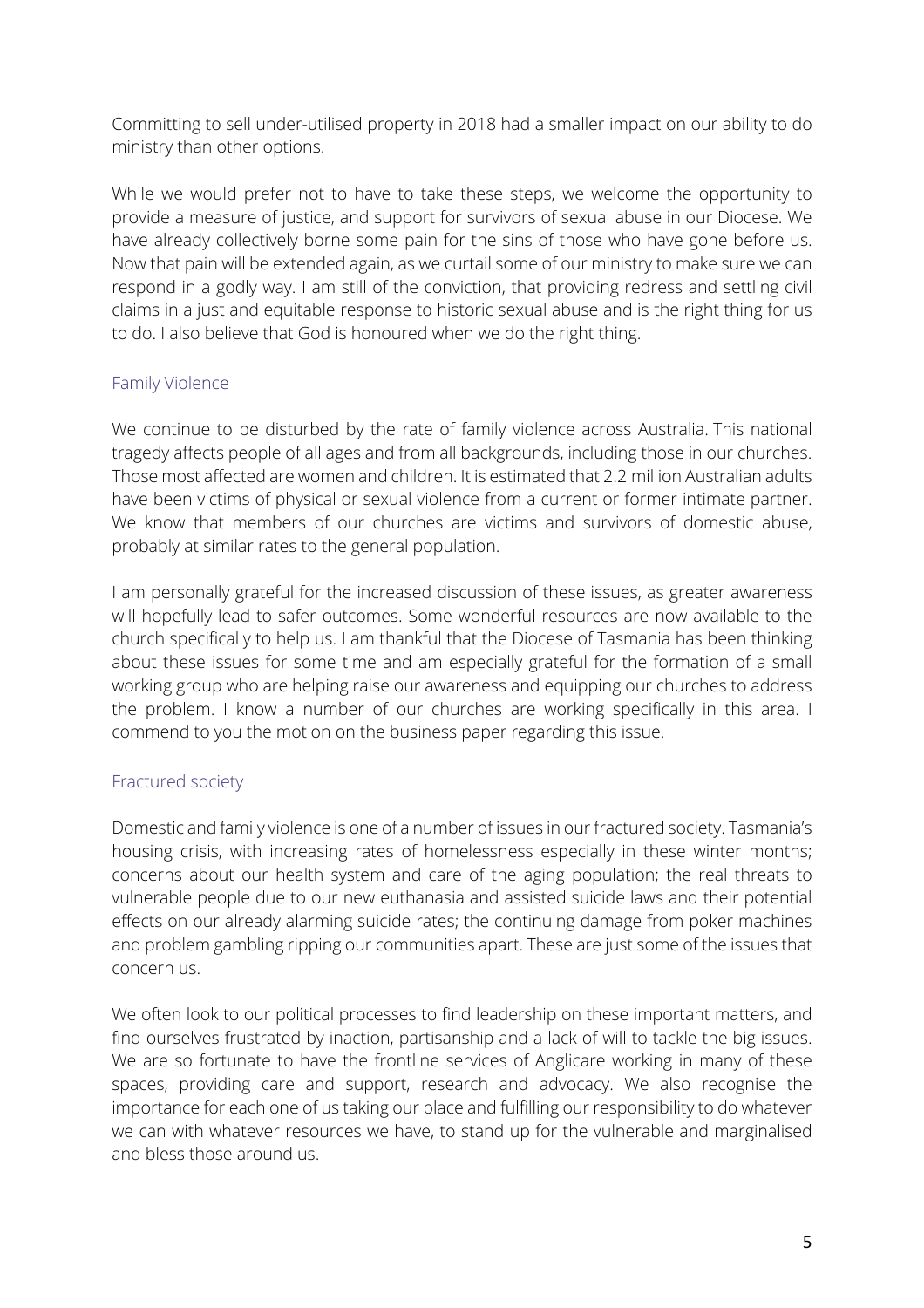Committing to sell under-utilised property in 2018 had a smaller impact on our ability to do ministry than other options.

While we would prefer not to have to take these steps, we welcome the opportunity to provide a measure of justice, and support for survivors of sexual abuse in our Diocese. We have already collectively borne some pain for the sins of those who have gone before us. Now that pain will be extended again, as we curtail some of our ministry to make sure we can respond in a godly way. I am still of the conviction, that providing redress and settling civil claims in a just and equitable response to historic sexual abuse and is the right thing for us to do. I also believe that God is honoured when we do the right thing.

## Family Violence

We continue to be disturbed by the rate of family violence across Australia. This national tragedy affects people of all ages and from all backgrounds, including those in our churches. Those most affected are women and children. It is estimated that 2.2 million Australian adults have been victims of physical or sexual violence from a current or former intimate partner. We know that members of our churches are victims and survivors of domestic abuse, probably at similar rates to the general population.

I am personally grateful for the increased discussion of these issues, as greater awareness will hopefully lead to safer outcomes. Some wonderful resources are now available to the church specifically to help us. I am thankful that the Diocese of Tasmania has been thinking about these issues for some time and am especially grateful for the formation of a small working group who are helping raise our awareness and equipping our churches to address the problem. I know a number of our churches are working specifically in this area. I commend to you the motion on the business paper regarding this issue.

## Fractured society

Domestic and family violence is one of a number of issues in our fractured society. Tasmania's housing crisis, with increasing rates of homelessness especially in these winter months; concerns about our health system and care of the aging population; the real threats to vulnerable people due to our new euthanasia and assisted suicide laws and their potential effects on our already alarming suicide rates; the continuing damage from poker machines and problem gambling ripping our communities apart. These are just some of the issues that concern us.

We often look to our political processes to find leadership on these important matters, and find ourselves frustrated by inaction, partisanship and a lack of will to tackle the big issues. We are so fortunate to have the frontline services of Anglicare working in many of these spaces, providing care and support, research and advocacy. We also recognise the importance for each one of us taking our place and fulfilling our responsibility to do whatever we can with whatever resources we have, to stand up for the vulnerable and marginalised and bless those around us.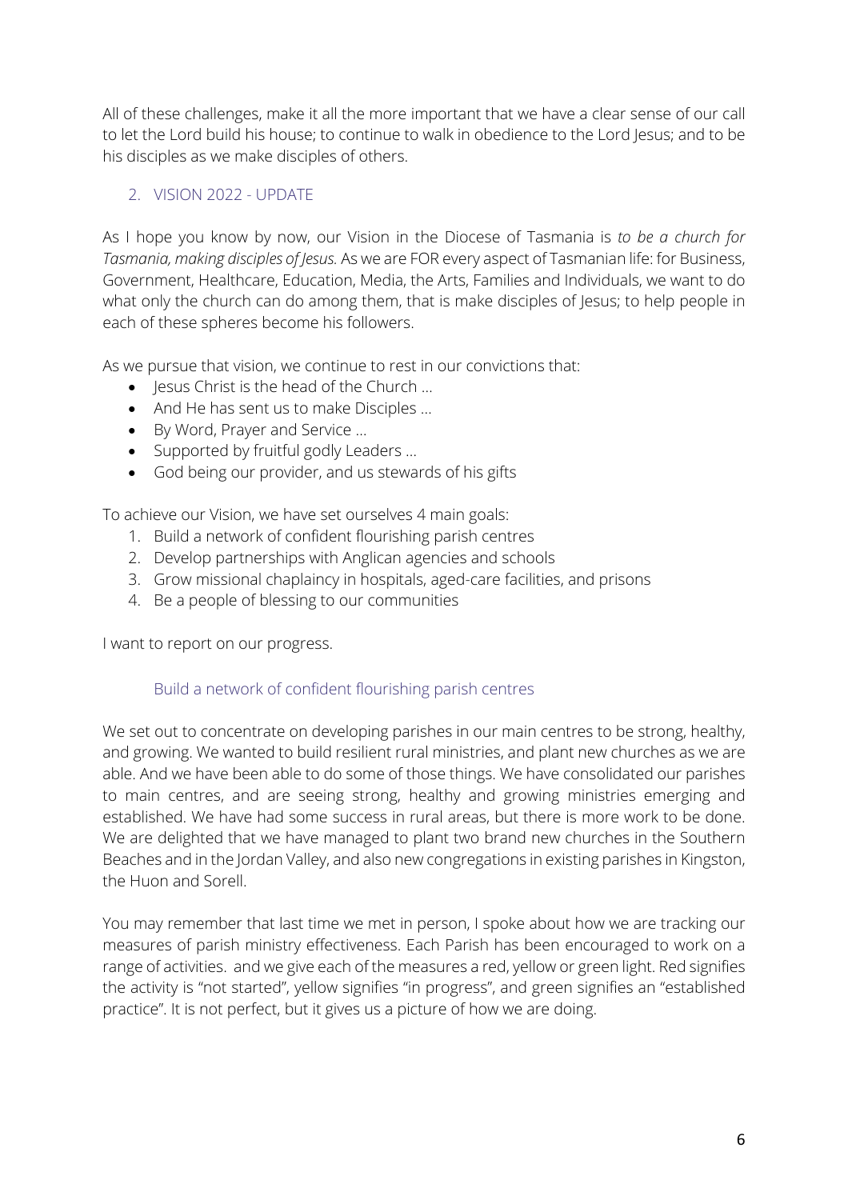All of these challenges, make it all the more important that we have a clear sense of our call to let the Lord build his house; to continue to walk in obedience to the Lord Jesus; and to be his disciples as we make disciples of others.

## 2. VISION 2022 - UPDATE

As I hope you know by now, our Vision in the Diocese of Tasmania is *to be a church for Tasmania, making disciples of Jesus.* As we are FOR every aspect of Tasmanian life: for Business, Government, Healthcare, Education, Media, the Arts, Families and Individuals, we want to do what only the church can do among them, that is make disciples of Jesus; to help people in each of these spheres become his followers.

As we pursue that vision, we continue to rest in our convictions that:

- Jesus Christ is the head of the Church …
- And He has sent us to make Disciples …
- By Word, Prayer and Service …
- Supported by fruitful godly Leaders …
- God being our provider, and us stewards of his gifts

To achieve our Vision, we have set ourselves 4 main goals:

1. Build a network of confident flourishing parish centres
2. Develop partnerships with Anglican agencies and schools
3. Grow missional chaplaincy in hospitals, aged-care facilities, and prisons
4. Be a people of blessing to our communities

I want to report on our progress.

### Build a network of confident flourishing parish centres

We set out to concentrate on developing parishes in our main centres to be strong, healthy, and growing. We wanted to build resilient rural ministries, and plant new churches as we are able. And we have been able to do some of those things. We have consolidated our parishes to main centres, and are seeing strong, healthy and growing ministries emerging and established. We have had some success in rural areas, but there is more work to be done. We are delighted that we have managed to plant two brand new churches in the Southern Beaches and in the Jordan Valley, and also new congregations in existing parishes in Kingston, the Huon and Sorell.

You may remember that last time we met in person, I spoke about how we are tracking our measures of parish ministry effectiveness. Each Parish has been encouraged to work on a range of activities. and we give each of the measures a red, yellow or green light. Red signifies the activity is "not started", yellow signifies "in progress", and green signifies an "established practice". It is not perfect, but it gives us a picture of how we are doing.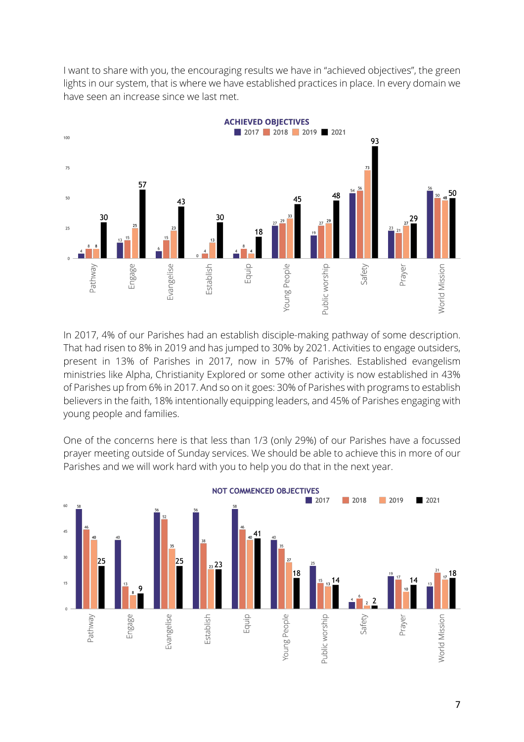I want to share with you, the encouraging results we have in "achieved objectives", the green lights in our system, that is where we have established practices in place. In every domain we have seen an increase since we last met.

**ACHIEVED OBJECTIVES**

| Domain | 2017 | 2018 | 2019 | 2021 |
|---|---|---|---|---|
| Pathway | 4 | 8 | 8 | 30 |
| Engage | 13 | 15 | 25 | 57 |
| Evangelise | 6 | 15 | 23 | 43 |
| Establish | 0 | 4 | 13 | 30 |
| Equip | 4 | 8 | 4 | 18 |
| Young People | 27 | 29 | 33 | 45 |
| Public worship | 19 | 27 | 29 | 48 |
| Safety | 54 | 56 | 73 | 93 |
| Prayer | 23 | 21 | 27 | 29 |
| World Mission | 56 | 50 | 48 | 50 |

In 2017, 4% of our Parishes had an establish disciple-making pathway of some description. That had risen to 8% in 2019 and has jumped to 30% by 2021. Activities to engage outsiders, present in 13% of Parishes in 2017, now in 57% of Parishes. Established evangelism ministries like Alpha, Christianity Explored or some other activity is now established in 43% of Parishes up from 6% in 2017. And so on it goes: 30% of Parishes with programs to establish believers in the faith, 18% intentionally equipping leaders, and 45% of Parishes engaging with young people and families.

One of the concerns here is that less than 1/3 (only 29%) of our Parishes have a focussed prayer meeting outside of Sunday services. We should be able to achieve this in more of our Parishes and we will work hard with you to help you do that in the next year.

**NOT COMMENCED OBJECTIVES**

| Domain | 2017 | 2018 | 2019 | 2021 |
|---|---|---|---|---|
| Pathway | 58 | 46 | 40 | 25 |
| Engage | 40 | 13 | 8 | 9 |
| Evangelise | 56 | 52 | 35 | 25 |
| Establish | 56 | 38 | 23 | 23 |
| Equip | 58 | 46 | 40 | 41 |
| Young People | 40 | 35 | 27 | 18 |
| Public worship | 25 | 15 | 13 | 14 |
| Safety | 4 | 6 | 2 | 2 |
| Prayer | 19 | 17 | 10 | 14 |
| World Mission | 13 | 21 | 17 | 18 |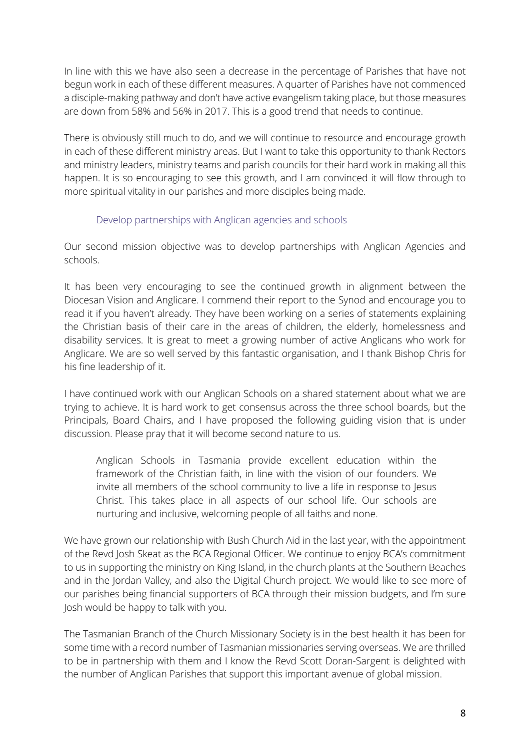In line with this we have also seen a decrease in the percentage of Parishes that have not begun work in each of these different measures. A quarter of Parishes have not commenced a disciple-making pathway and don't have active evangelism taking place, but those measures are down from 58% and 56% in 2017. This is a good trend that needs to continue.

There is obviously still much to do, and we will continue to resource and encourage growth in each of these different ministry areas. But I want to take this opportunity to thank Rectors and ministry leaders, ministry teams and parish councils for their hard work in making all this happen. It is so encouraging to see this growth, and I am convinced it will flow through to more spiritual vitality in our parishes and more disciples being made.

### Develop partnerships with Anglican agencies and schools

Our second mission objective was to develop partnerships with Anglican Agencies and schools.

It has been very encouraging to see the continued growth in alignment between the Diocesan Vision and Anglicare. I commend their report to the Synod and encourage you to read it if you haven't already. They have been working on a series of statements explaining the Christian basis of their care in the areas of children, the elderly, homelessness and disability services. It is great to meet a growing number of active Anglicans who work for Anglicare. We are so well served by this fantastic organisation, and I thank Bishop Chris for his fine leadership of it.

I have continued work with our Anglican Schools on a shared statement about what we are trying to achieve. It is hard work to get consensus across the three school boards, but the Principals, Board Chairs, and I have proposed the following guiding vision that is under discussion. Please pray that it will become second nature to us.

> Anglican Schools in Tasmania provide excellent education within the framework of the Christian faith, in line with the vision of our founders. We invite all members of the school community to live a life in response to Jesus Christ. This takes place in all aspects of our school life. Our schools are nurturing and inclusive, welcoming people of all faiths and none.

We have grown our relationship with Bush Church Aid in the last year, with the appointment of the Revd Josh Skeat as the BCA Regional Officer. We continue to enjoy BCA's commitment to us in supporting the ministry on King Island, in the church plants at the Southern Beaches and in the Jordan Valley, and also the Digital Church project. We would like to see more of our parishes being financial supporters of BCA through their mission budgets, and I'm sure Josh would be happy to talk with you.

The Tasmanian Branch of the Church Missionary Society is in the best health it has been for some time with a record number of Tasmanian missionaries serving overseas. We are thrilled to be in partnership with them and I know the Revd Scott Doran-Sargent is delighted with the number of Anglican Parishes that support this important avenue of global mission.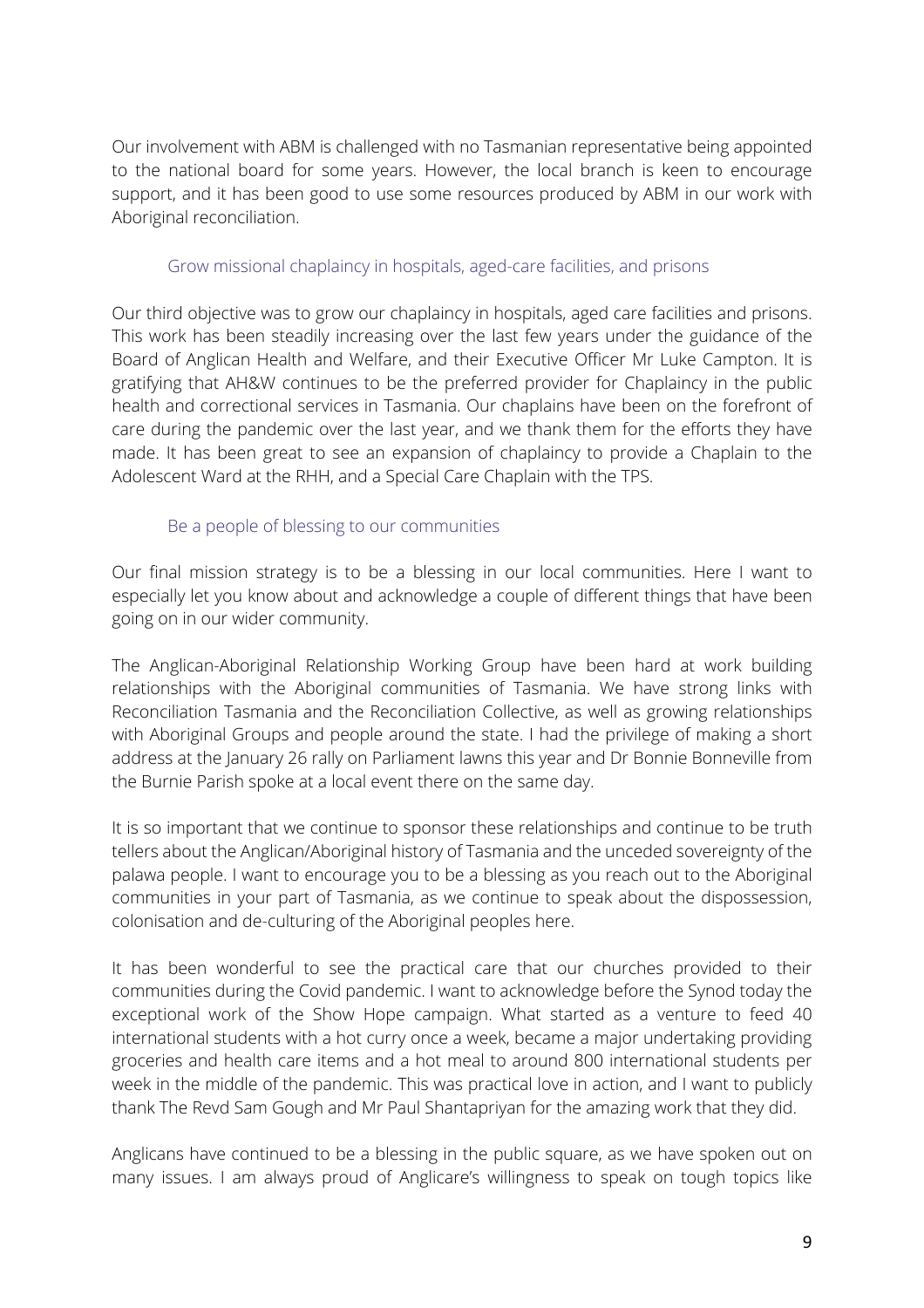Our involvement with ABM is challenged with no Tasmanian representative being appointed to the national board for some years. However, the local branch is keen to encourage support, and it has been good to use some resources produced by ABM in our work with Aboriginal reconciliation.

### Grow missional chaplaincy in hospitals, aged-care facilities, and prisons

Our third objective was to grow our chaplaincy in hospitals, aged care facilities and prisons. This work has been steadily increasing over the last few years under the guidance of the Board of Anglican Health and Welfare, and their Executive Officer Mr Luke Campton. It is gratifying that AH&W continues to be the preferred provider for Chaplaincy in the public health and correctional services in Tasmania. Our chaplains have been on the forefront of care during the pandemic over the last year, and we thank them for the efforts they have made. It has been great to see an expansion of chaplaincy to provide a Chaplain to the Adolescent Ward at the RHH, and a Special Care Chaplain with the TPS.

### Be a people of blessing to our communities

Our final mission strategy is to be a blessing in our local communities. Here I want to especially let you know about and acknowledge a couple of different things that have been going on in our wider community.

The Anglican-Aboriginal Relationship Working Group have been hard at work building relationships with the Aboriginal communities of Tasmania. We have strong links with Reconciliation Tasmania and the Reconciliation Collective, as well as growing relationships with Aboriginal Groups and people around the state. I had the privilege of making a short address at the January 26 rally on Parliament lawns this year and Dr Bonnie Bonneville from the Burnie Parish spoke at a local event there on the same day.

It is so important that we continue to sponsor these relationships and continue to be truth tellers about the Anglican/Aboriginal history of Tasmania and the unceded sovereignty of the palawa people. I want to encourage you to be a blessing as you reach out to the Aboriginal communities in your part of Tasmania, as we continue to speak about the dispossession, colonisation and de-culturing of the Aboriginal peoples here.

It has been wonderful to see the practical care that our churches provided to their communities during the Covid pandemic. I want to acknowledge before the Synod today the exceptional work of the Show Hope campaign. What started as a venture to feed 40 international students with a hot curry once a week, became a major undertaking providing groceries and health care items and a hot meal to around 800 international students per week in the middle of the pandemic. This was practical love in action, and I want to publicly thank The Revd Sam Gough and Mr Paul Shantapriyan for the amazing work that they did.

Anglicans have continued to be a blessing in the public square, as we have spoken out on many issues. I am always proud of Anglicare's willingness to speak on tough topics like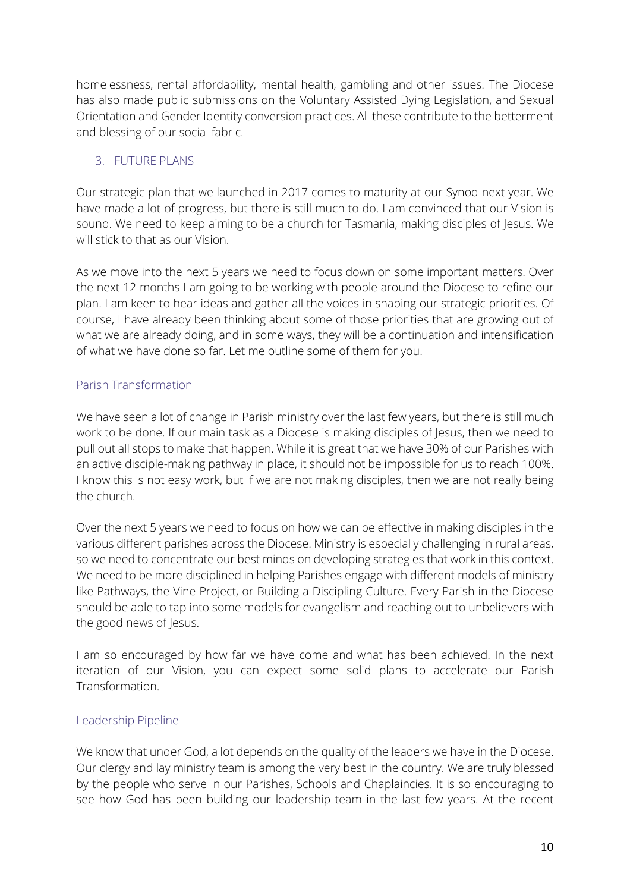homelessness, rental affordability, mental health, gambling and other issues. The Diocese has also made public submissions on the Voluntary Assisted Dying Legislation, and Sexual Orientation and Gender Identity conversion practices. All these contribute to the betterment and blessing of our social fabric.

## 3. FUTURE PLANS

Our strategic plan that we launched in 2017 comes to maturity at our Synod next year. We have made a lot of progress, but there is still much to do. I am convinced that our Vision is sound. We need to keep aiming to be a church for Tasmania, making disciples of Jesus. We will stick to that as our Vision.

As we move into the next 5 years we need to focus down on some important matters. Over the next 12 months I am going to be working with people around the Diocese to refine our plan. I am keen to hear ideas and gather all the voices in shaping our strategic priorities. Of course, I have already been thinking about some of those priorities that are growing out of what we are already doing, and in some ways, they will be a continuation and intensification of what we have done so far. Let me outline some of them for you.

### Parish Transformation

We have seen a lot of change in Parish ministry over the last few years, but there is still much work to be done. If our main task as a Diocese is making disciples of Jesus, then we need to pull out all stops to make that happen. While it is great that we have 30% of our Parishes with an active disciple-making pathway in place, it should not be impossible for us to reach 100%. I know this is not easy work, but if we are not making disciples, then we are not really being the church.

Over the next 5 years we need to focus on how we can be effective in making disciples in the various different parishes across the Diocese. Ministry is especially challenging in rural areas, so we need to concentrate our best minds on developing strategies that work in this context. We need to be more disciplined in helping Parishes engage with different models of ministry like Pathways, the Vine Project, or Building a Discipling Culture. Every Parish in the Diocese should be able to tap into some models for evangelism and reaching out to unbelievers with the good news of Jesus.

I am so encouraged by how far we have come and what has been achieved. In the next iteration of our Vision, you can expect some solid plans to accelerate our Parish Transformation.

### Leadership Pipeline

We know that under God, a lot depends on the quality of the leaders we have in the Diocese. Our clergy and lay ministry team is among the very best in the country. We are truly blessed by the people who serve in our Parishes, Schools and Chaplaincies. It is so encouraging to see how God has been building our leadership team in the last few years. At the recent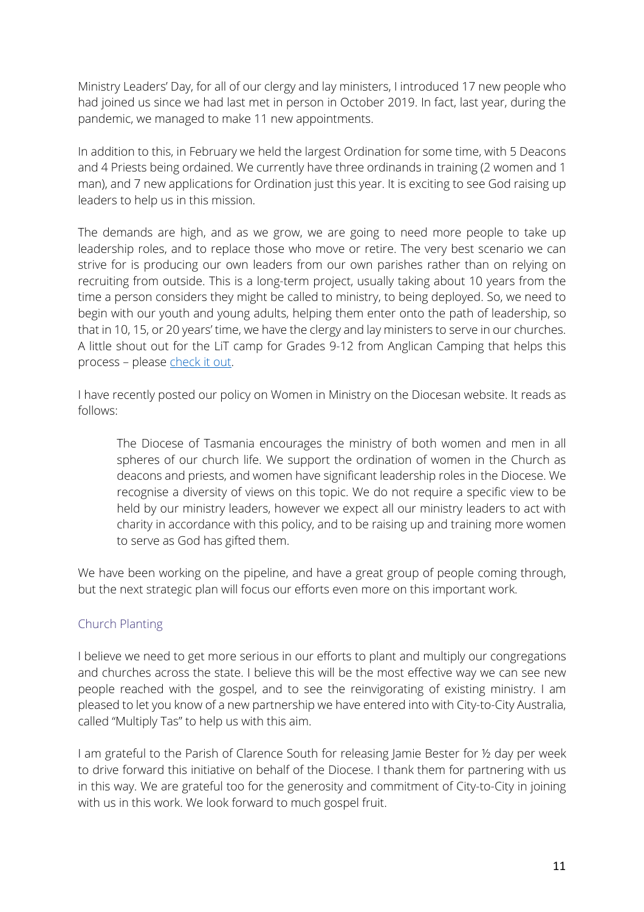Ministry Leaders' Day, for all of our clergy and lay ministers, I introduced 17 new people who had joined us since we had last met in person in October 2019. In fact, last year, during the pandemic, we managed to make 11 new appointments.

In addition to this, in February we held the largest Ordination for some time, with 5 Deacons and 4 Priests being ordained. We currently have three ordinands in training (2 women and 1 man), and 7 new applications for Ordination just this year. It is exciting to see God raising up leaders to help us in this mission.

The demands are high, and as we grow, we are going to need more people to take up leadership roles, and to replace those who move or retire. The very best scenario we can strive for is producing our own leaders from our own parishes rather than on relying on recruiting from outside. This is a long-term project, usually taking about 10 years from the time a person considers they might be called to ministry, to being deployed. So, we need to begin with our youth and young adults, helping them enter onto the path of leadership, so that in 10, 15, or 20 years' time, we have the clergy and lay ministers to serve in our churches. A little shout out for the LiT camp for Grades 9-12 from Anglican Camping that helps this process – please check it out.

I have recently posted our policy on Women in Ministry on the Diocesan website. It reads as follows:

> The Diocese of Tasmania encourages the ministry of both women and men in all spheres of our church life. We support the ordination of women in the Church as deacons and priests, and women have significant leadership roles in the Diocese. We recognise a diversity of views on this topic. We do not require a specific view to be held by our ministry leaders, however we expect all our ministry leaders to act with charity in accordance with this policy, and to be raising up and training more women to serve as God has gifted them.

We have been working on the pipeline, and have a great group of people coming through, but the next strategic plan will focus our efforts even more on this important work.

## Church Planting

I believe we need to get more serious in our efforts to plant and multiply our congregations and churches across the state. I believe this will be the most effective way we can see new people reached with the gospel, and to see the reinvigorating of existing ministry. I am pleased to let you know of a new partnership we have entered into with City-to-City Australia, called "Multiply Tas" to help us with this aim.

I am grateful to the Parish of Clarence South for releasing Jamie Bester for ½ day per week to drive forward this initiative on behalf of the Diocese. I thank them for partnering with us in this way. We are grateful too for the generosity and commitment of City-to-City in joining with us in this work. We look forward to much gospel fruit.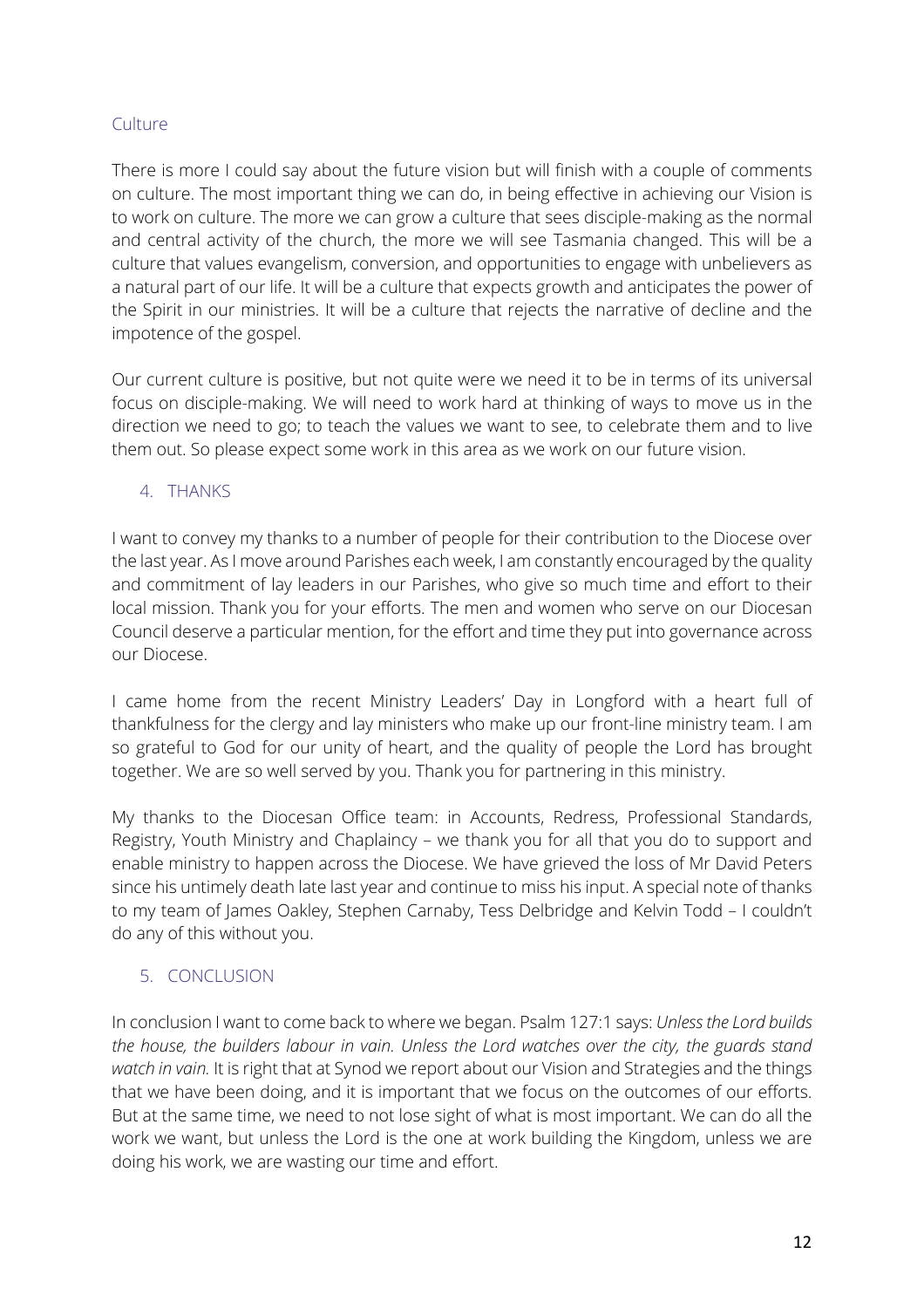### Culture

There is more I could say about the future vision but will finish with a couple of comments on culture. The most important thing we can do, in being effective in achieving our Vision is to work on culture. The more we can grow a culture that sees disciple-making as the normal and central activity of the church, the more we will see Tasmania changed. This will be a culture that values evangelism, conversion, and opportunities to engage with unbelievers as a natural part of our life. It will be a culture that expects growth and anticipates the power of the Spirit in our ministries. It will be a culture that rejects the narrative of decline and the impotence of the gospel.

Our current culture is positive, but not quite were we need it to be in terms of its universal focus on disciple-making. We will need to work hard at thinking of ways to move us in the direction we need to go; to teach the values we want to see, to celebrate them and to live them out. So please expect some work in this area as we work on our future vision.

## 4. THANKS

I want to convey my thanks to a number of people for their contribution to the Diocese over the last year. As I move around Parishes each week, I am constantly encouraged by the quality and commitment of lay leaders in our Parishes, who give so much time and effort to their local mission. Thank you for your efforts. The men and women who serve on our Diocesan Council deserve a particular mention, for the effort and time they put into governance across our Diocese.

I came home from the recent Ministry Leaders' Day in Longford with a heart full of thankfulness for the clergy and lay ministers who make up our front-line ministry team. I am so grateful to God for our unity of heart, and the quality of people the Lord has brought together. We are so well served by you. Thank you for partnering in this ministry.

My thanks to the Diocesan Office team: in Accounts, Redress, Professional Standards, Registry, Youth Ministry and Chaplaincy – we thank you for all that you do to support and enable ministry to happen across the Diocese. We have grieved the loss of Mr David Peters since his untimely death late last year and continue to miss his input. A special note of thanks to my team of James Oakley, Stephen Carnaby, Tess Delbridge and Kelvin Todd – I couldn't do any of this without you.

## 5. CONCLUSION

In conclusion I want to come back to where we began. Psalm 127:1 says: *Unless the Lord builds the house, the builders labour in vain. Unless the Lord watches over the city, the guards stand watch in vain.* It is right that at Synod we report about our Vision and Strategies and the things that we have been doing, and it is important that we focus on the outcomes of our efforts. But at the same time, we need to not lose sight of what is most important. We can do all the work we want, but unless the Lord is the one at work building the Kingdom, unless we are doing his work, we are wasting our time and effort.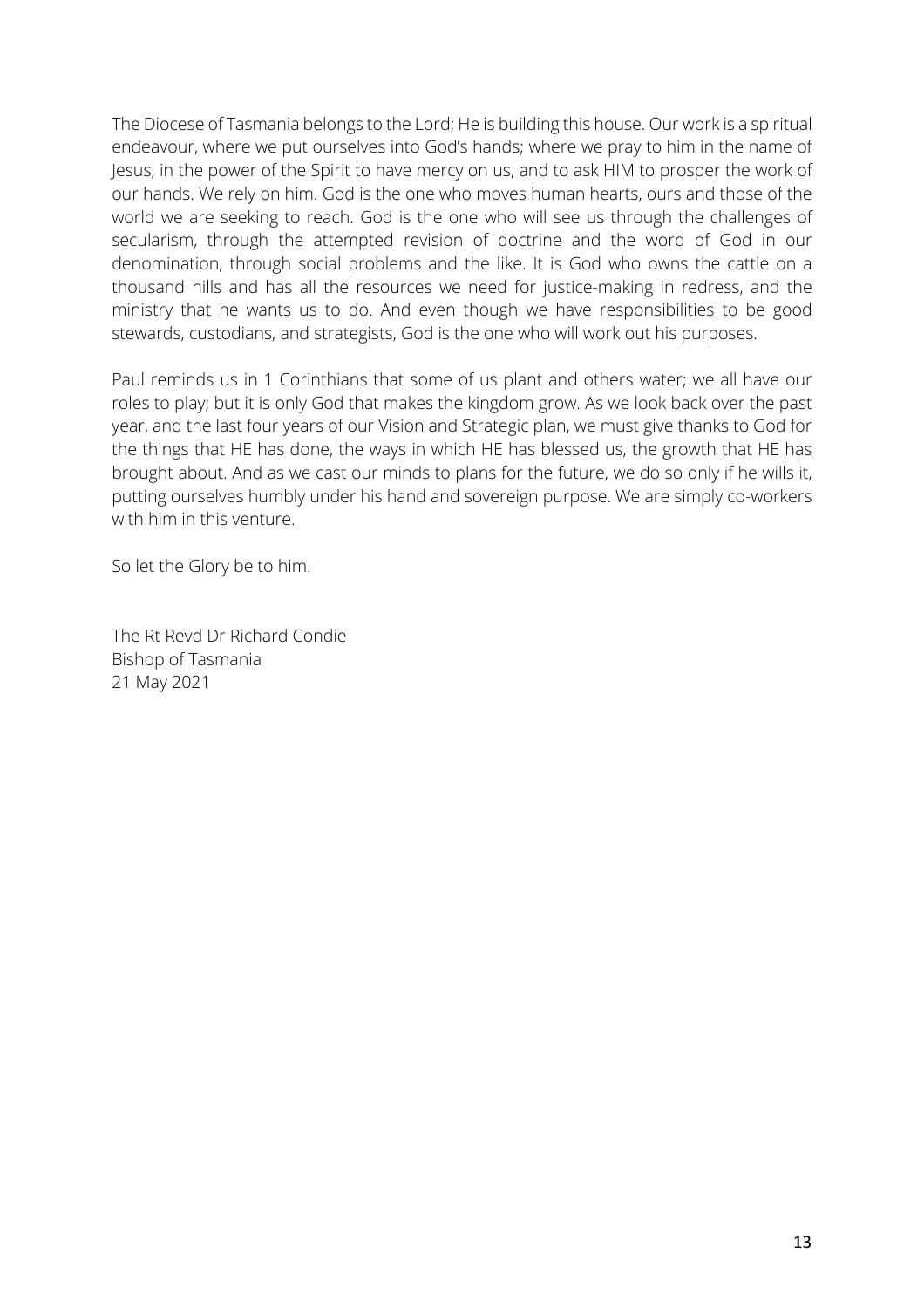The Diocese of Tasmania belongs to the Lord; He is building this house. Our work is a spiritual endeavour, where we put ourselves into God's hands; where we pray to him in the name of Jesus, in the power of the Spirit to have mercy on us, and to ask HIM to prosper the work of our hands. We rely on him. God is the one who moves human hearts, ours and those of the world we are seeking to reach. God is the one who will see us through the challenges of secularism, through the attempted revision of doctrine and the word of God in our denomination, through social problems and the like. It is God who owns the cattle on a thousand hills and has all the resources we need for justice-making in redress, and the ministry that he wants us to do. And even though we have responsibilities to be good stewards, custodians, and strategists, God is the one who will work out his purposes.

Paul reminds us in 1 Corinthians that some of us plant and others water; we all have our roles to play; but it is only God that makes the kingdom grow. As we look back over the past year, and the last four years of our Vision and Strategic plan, we must give thanks to God for the things that HE has done, the ways in which HE has blessed us, the growth that HE has brought about. And as we cast our minds to plans for the future, we do so only if he wills it, putting ourselves humbly under his hand and sovereign purpose. We are simply co-workers with him in this venture.

So let the Glory be to him.

The Rt Revd Dr Richard Condie
Bishop of Tasmania
21 May 2021